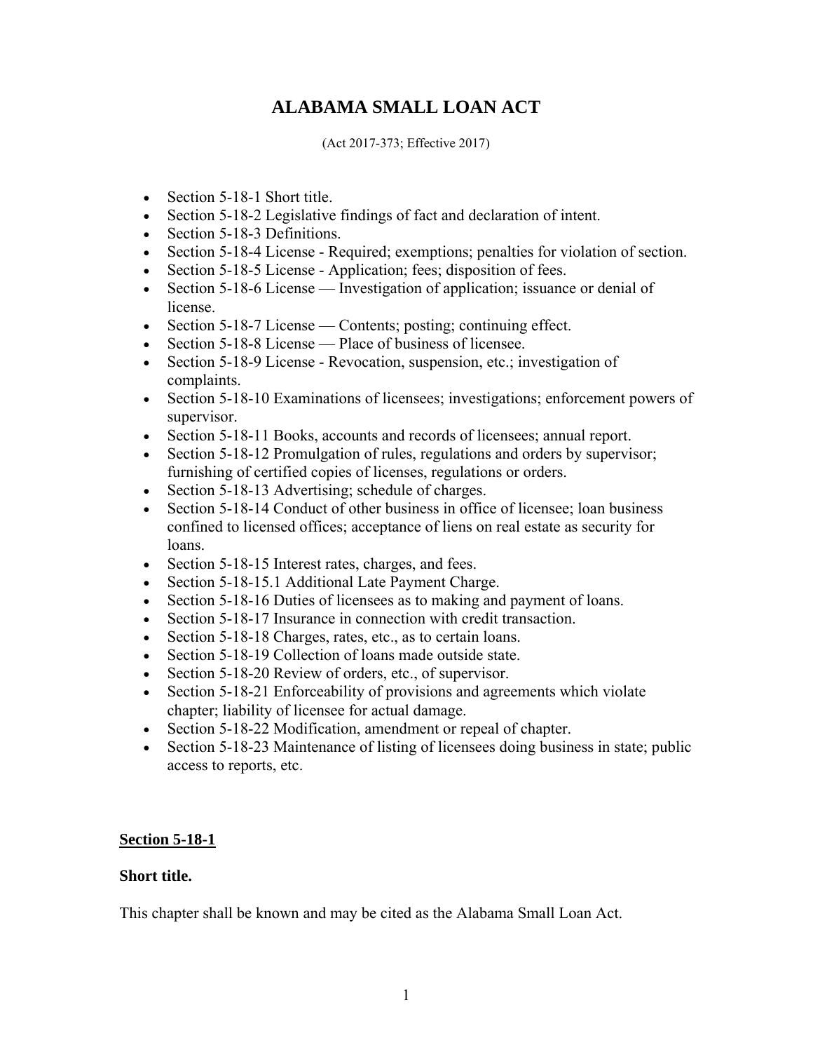# ALABAMA SMALL LOAN ACT

(Act 2017-373; Effective 2017)

- Section 5-18-1 Short title.
- Section 5-18-2 Legislative findings of fact and declaration of intent.
- Section 5-18-3 Definitions.
- Section 5-18-4 License - Required; exemptions; penalties for violation of section.
- Section 5-18-5 License - Application; fees; disposition of fees.
- Section 5-18-6 License — Investigation of application; issuance or denial of license.
- Section 5-18-7 License — Contents; posting; continuing effect.
- Section 5-18-8 License — Place of business of licensee.
- Section 5-18-9 License - Revocation, suspension, etc.; investigation of complaints.
- Section 5-18-10 Examinations of licensees; investigations; enforcement powers of supervisor.
- Section 5-18-11 Books, accounts and records of licensees; annual report.
- Section 5-18-12 Promulgation of rules, regulations and orders by supervisor; furnishing of certified copies of licenses, regulations or orders.
- Section 5-18-13 Advertising; schedule of charges.
- Section 5-18-14 Conduct of other business in office of licensee; loan business confined to licensed offices; acceptance of liens on real estate as security for loans.
- Section 5-18-15 Interest rates, charges, and fees.
- Section 5-18-15.1 Additional Late Payment Charge.
- Section 5-18-16 Duties of licensees as to making and payment of loans.
- Section 5-18-17 Insurance in connection with credit transaction.
- Section 5-18-18 Charges, rates, etc., as to certain loans.
- Section 5-18-19 Collection of loans made outside state.
- Section 5-18-20 Review of orders, etc., of supervisor.
- Section 5-18-21 Enforceability of provisions and agreements which violate chapter; liability of licensee for actual damage.
- Section 5-18-22 Modification, amendment or repeal of chapter.
- Section 5-18-23 Maintenance of listing of licensees doing business in state; public access to reports, etc.

**Section 5-18-1**

**Short title.**

This chapter shall be known and may be cited as the Alabama Small Loan Act.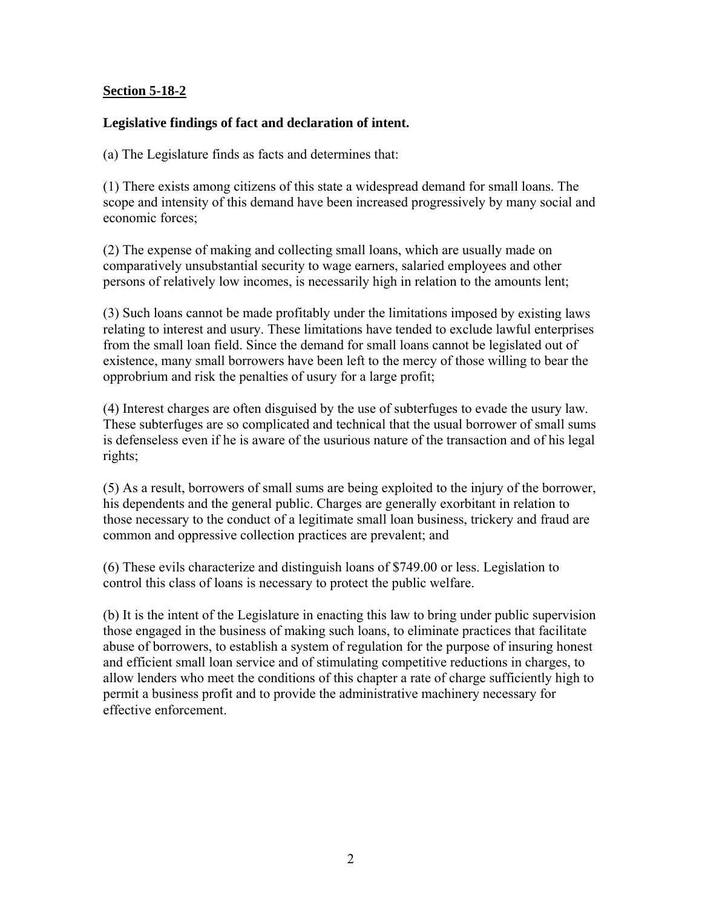## **Section 5-18-2**

### **Legislative findings of fact and declaration of intent.**

(a) The Legislature finds as facts and determines that:

(1) There exists among citizens of this state a widespread demand for small loans. The scope and intensity of this demand have been increased progressively by many social and economic forces;

(2) The expense of making and collecting small loans, which are usually made on comparatively unsubstantial security to wage earners, salaried employees and other persons of relatively low incomes, is necessarily high in relation to the amounts lent;

(3) Such loans cannot be made profitably under the limitations imposed by existing laws relating to interest and usury. These limitations have tended to exclude lawful enterprises from the small loan field. Since the demand for small loans cannot be legislated out of existence, many small borrowers have been left to the mercy of those willing to bear the opprobrium and risk the penalties of usury for a large profit;

(4) Interest charges are often disguised by the use of subterfuges to evade the usury law. These subterfuges are so complicated and technical that the usual borrower of small sums is defenseless even if he is aware of the usurious nature of the transaction and of his legal rights;

(5) As a result, borrowers of small sums are being exploited to the injury of the borrower, his dependents and the general public. Charges are generally exorbitant in relation to those necessary to the conduct of a legitimate small loan business, trickery and fraud are common and oppressive collection practices are prevalent; and

(6) These evils characterize and distinguish loans of $749.00 or less. Legislation to control this class of loans is necessary to protect the public welfare.

(b) It is the intent of the Legislature in enacting this law to bring under public supervision those engaged in the business of making such loans, to eliminate practices that facilitate abuse of borrowers, to establish a system of regulation for the purpose of insuring honest and efficient small loan service and of stimulating competitive reductions in charges, to allow lenders who meet the conditions of this chapter a rate of charge sufficiently high to permit a business profit and to provide the administrative machinery necessary for effective enforcement.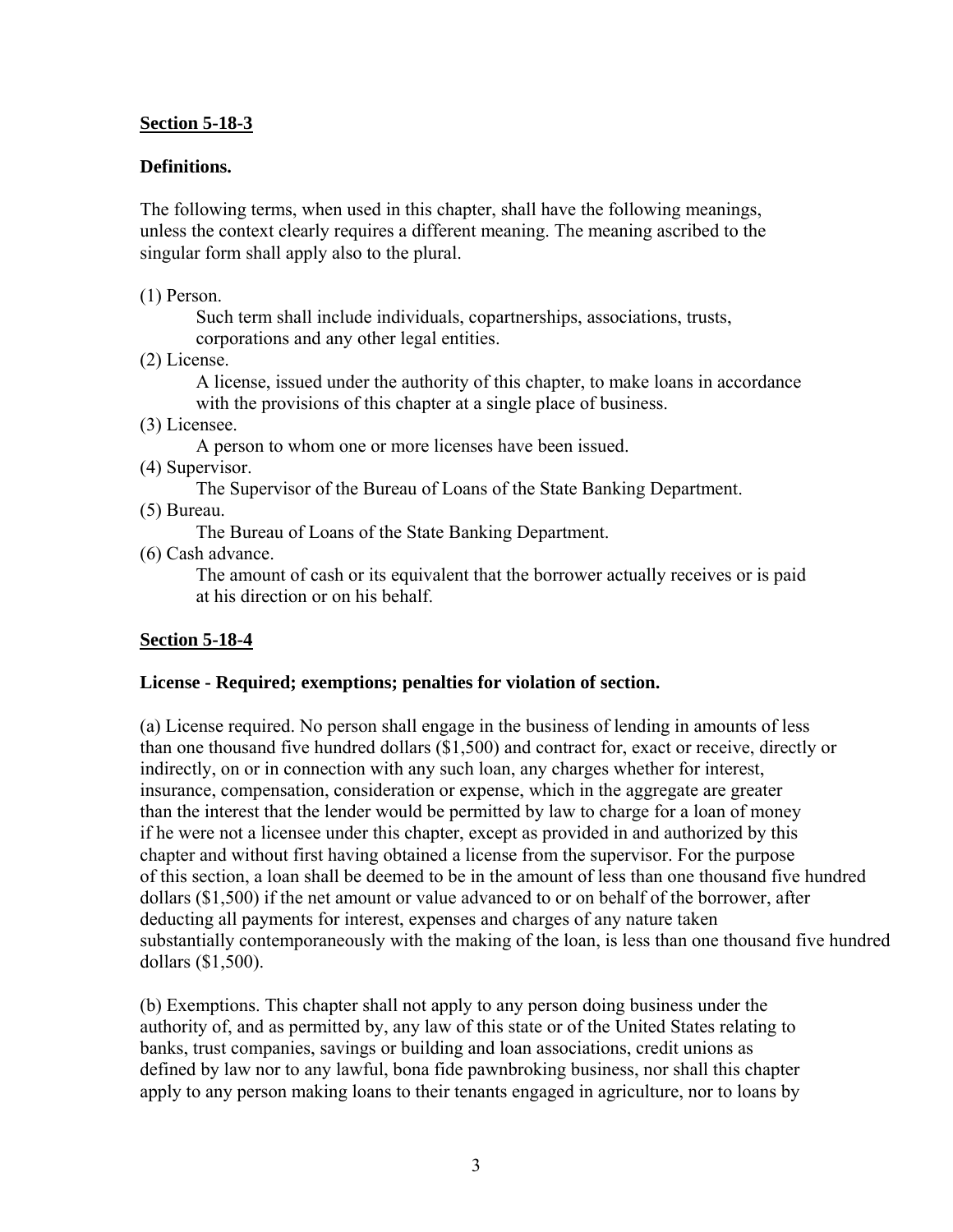**Section 5-18-3**

**Definitions.**

The following terms, when used in this chapter, shall have the following meanings, unless the context clearly requires a different meaning. The meaning ascribed to the singular form shall apply also to the plural.

(1) Person.
Such term shall include individuals, copartnerships, associations, trusts, corporations and any other legal entities.

(2) License.
A license, issued under the authority of this chapter, to make loans in accordance with the provisions of this chapter at a single place of business.

(3) Licensee.
A person to whom one or more licenses have been issued.

(4) Supervisor.
The Supervisor of the Bureau of Loans of the State Banking Department.

(5) Bureau.
The Bureau of Loans of the State Banking Department.

(6) Cash advance.
The amount of cash or its equivalent that the borrower actually receives or is paid at his direction or on his behalf.

**Section 5-18-4**

**License - Required; exemptions; penalties for violation of section.**

(a) License required. No person shall engage in the business of lending in amounts of less than one thousand five hundred dollars ($1,500) and contract for, exact or receive, directly or indirectly, on or in connection with any such loan, any charges whether for interest, insurance, compensation, consideration or expense, which in the aggregate are greater than the interest that the lender would be permitted by law to charge for a loan of money if he were not a licensee under this chapter, except as provided in and authorized by this chapter and without first having obtained a license from the supervisor. For the purpose of this section, a loan shall be deemed to be in the amount of less than one thousand five hundred dollars ($1,500) if the net amount or value advanced to or on behalf of the borrower, after deducting all payments for interest, expenses and charges of any nature taken substantially contemporaneously with the making of the loan, is less than one thousand five hundred dollars ($1,500).

(b) Exemptions. This chapter shall not apply to any person doing business under the authority of, and as permitted by, any law of this state or of the United States relating to banks, trust companies, savings or building and loan associations, credit unions as defined by law nor to any lawful, bona fide pawnbroking business, nor shall this chapter apply to any person making loans to their tenants engaged in agriculture, nor to loans by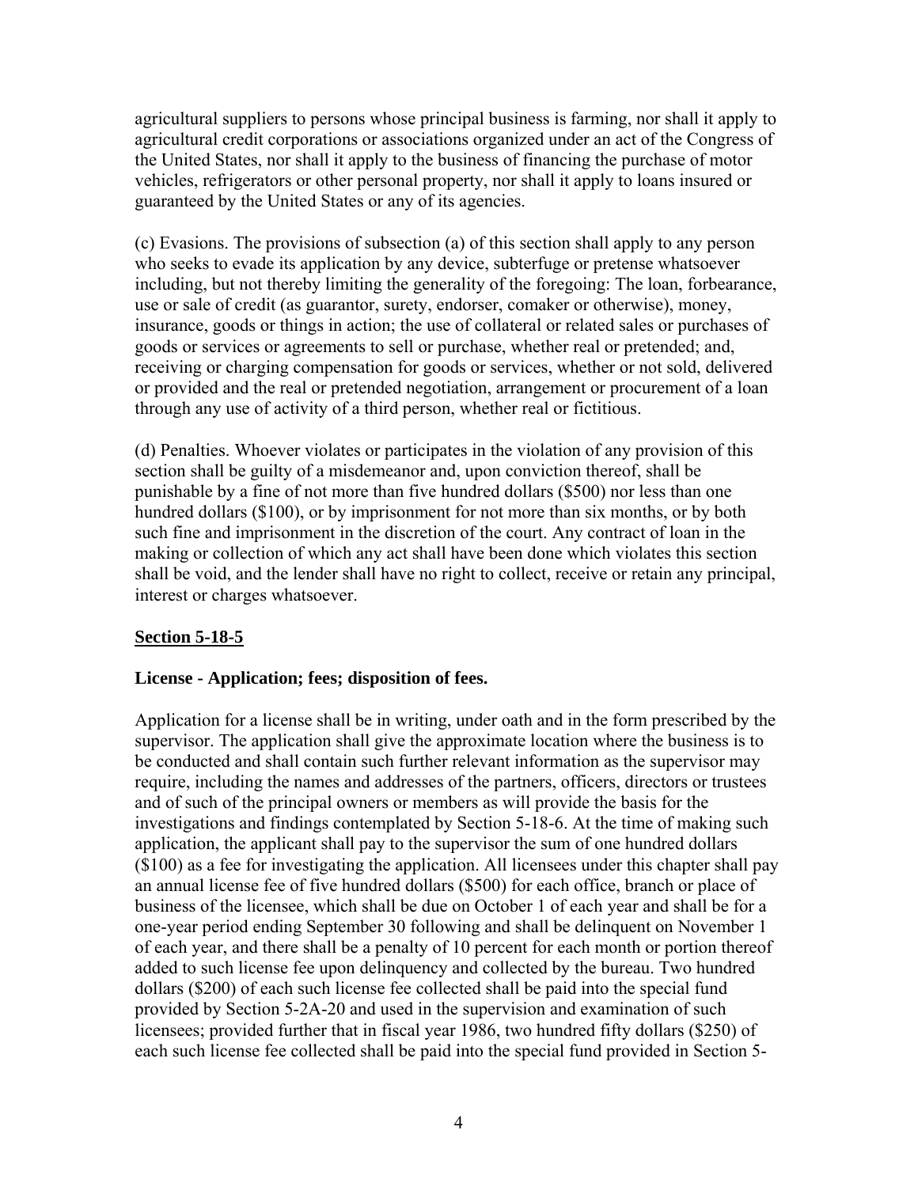agricultural suppliers to persons whose principal business is farming, nor shall it apply to agricultural credit corporations or associations organized under an act of the Congress of the United States, nor shall it apply to the business of financing the purchase of motor vehicles, refrigerators or other personal property, nor shall it apply to loans insured or guaranteed by the United States or any of its agencies.

(c) Evasions. The provisions of subsection (a) of this section shall apply to any person who seeks to evade its application by any device, subterfuge or pretense whatsoever including, but not thereby limiting the generality of the foregoing: The loan, forbearance, use or sale of credit (as guarantor, surety, endorser, comaker or otherwise), money, insurance, goods or things in action; the use of collateral or related sales or purchases of goods or services or agreements to sell or purchase, whether real or pretended; and, receiving or charging compensation for goods or services, whether or not sold, delivered or provided and the real or pretended negotiation, arrangement or procurement of a loan through any use of activity of a third person, whether real or fictitious.

(d) Penalties. Whoever violates or participates in the violation of any provision of this section shall be guilty of a misdemeanor and, upon conviction thereof, shall be punishable by a fine of not more than five hundred dollars ($500) nor less than one hundred dollars ($100), or by imprisonment for not more than six months, or by both such fine and imprisonment in the discretion of the court. Any contract of loan in the making or collection of which any act shall have been done which violates this section shall be void, and the lender shall have no right to collect, receive or retain any principal, interest or charges whatsoever.

## Section 5-18-5

### License - Application; fees; disposition of fees.

Application for a license shall be in writing, under oath and in the form prescribed by the supervisor. The application shall give the approximate location where the business is to be conducted and shall contain such further relevant information as the supervisor may require, including the names and addresses of the partners, officers, directors or trustees and of such of the principal owners or members as will provide the basis for the investigations and findings contemplated by Section 5-18-6. At the time of making such application, the applicant shall pay to the supervisor the sum of one hundred dollars ($100) as a fee for investigating the application. All licensees under this chapter shall pay an annual license fee of five hundred dollars ($500) for each office, branch or place of business of the licensee, which shall be due on October 1 of each year and shall be for a one-year period ending September 30 following and shall be delinquent on November 1 of each year, and there shall be a penalty of 10 percent for each month or portion thereof added to such license fee upon delinquency and collected by the bureau. Two hundred dollars ($200) of each such license fee collected shall be paid into the special fund provided by Section 5-2A-20 and used in the supervision and examination of such licensees; provided further that in fiscal year 1986, two hundred fifty dollars ($250) of each such license fee collected shall be paid into the special fund provided in Section 5-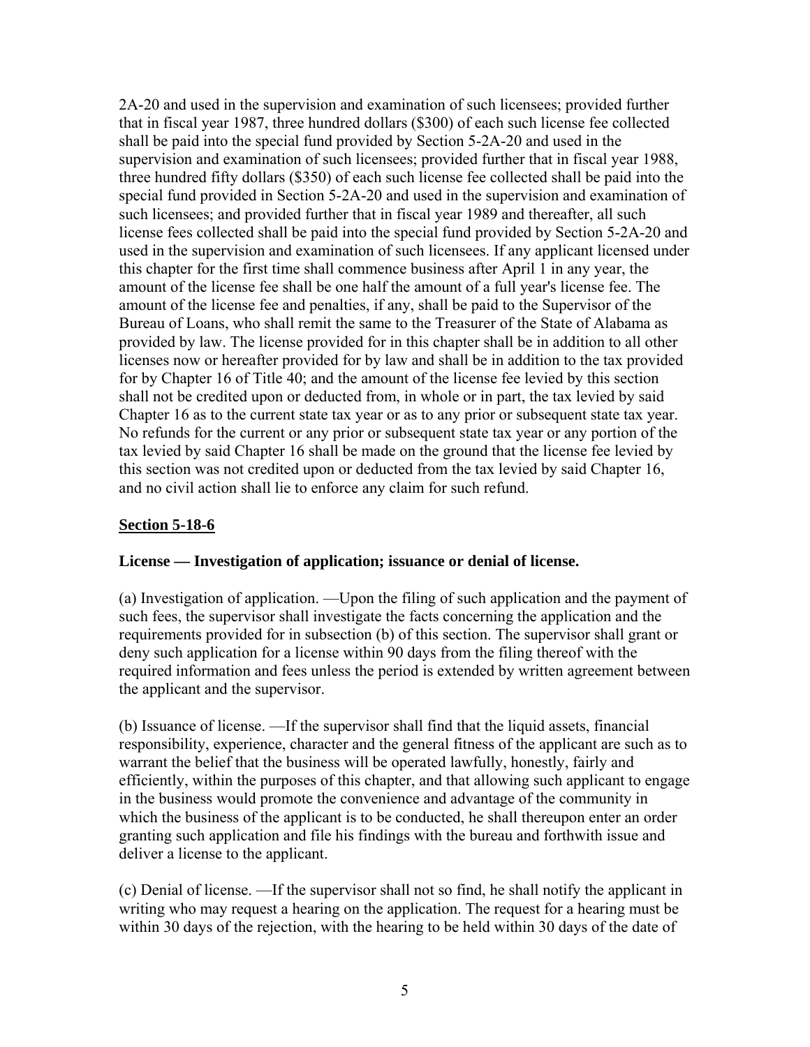2A-20 and used in the supervision and examination of such licensees; provided further that in fiscal year 1987, three hundred dollars ($300) of each such license fee collected shall be paid into the special fund provided by Section 5-2A-20 and used in the supervision and examination of such licensees; provided further that in fiscal year 1988, three hundred fifty dollars ($350) of each such license fee collected shall be paid into the special fund provided in Section 5-2A-20 and used in the supervision and examination of such licensees; and provided further that in fiscal year 1989 and thereafter, all such license fees collected shall be paid into the special fund provided by Section 5-2A-20 and used in the supervision and examination of such licensees. If any applicant licensed under this chapter for the first time shall commence business after April 1 in any year, the amount of the license fee shall be one half the amount of a full year's license fee. The amount of the license fee and penalties, if any, shall be paid to the Supervisor of the Bureau of Loans, who shall remit the same to the Treasurer of the State of Alabama as provided by law. The license provided for in this chapter shall be in addition to all other licenses now or hereafter provided for by law and shall be in addition to the tax provided for by Chapter 16 of Title 40; and the amount of the license fee levied by this section shall not be credited upon or deducted from, in whole or in part, the tax levied by said Chapter 16 as to the current state tax year or as to any prior or subsequent state tax year. No refunds for the current or any prior or subsequent state tax year or any portion of the tax levied by said Chapter 16 shall be made on the ground that the license fee levied by this section was not credited upon or deducted from the tax levied by said Chapter 16, and no civil action shall lie to enforce any claim for such refund.

## Section 5-18-6

### License — Investigation of application; issuance or denial of license.

(a) Investigation of application. —Upon the filing of such application and the payment of such fees, the supervisor shall investigate the facts concerning the application and the requirements provided for in subsection (b) of this section. The supervisor shall grant or deny such application for a license within 90 days from the filing thereof with the required information and fees unless the period is extended by written agreement between the applicant and the supervisor.

(b) Issuance of license. —If the supervisor shall find that the liquid assets, financial responsibility, experience, character and the general fitness of the applicant are such as to warrant the belief that the business will be operated lawfully, honestly, fairly and efficiently, within the purposes of this chapter, and that allowing such applicant to engage in the business would promote the convenience and advantage of the community in which the business of the applicant is to be conducted, he shall thereupon enter an order granting such application and file his findings with the bureau and forthwith issue and deliver a license to the applicant.

(c) Denial of license. —If the supervisor shall not so find, he shall notify the applicant in writing who may request a hearing on the application. The request for a hearing must be within 30 days of the rejection, with the hearing to be held within 30 days of the date of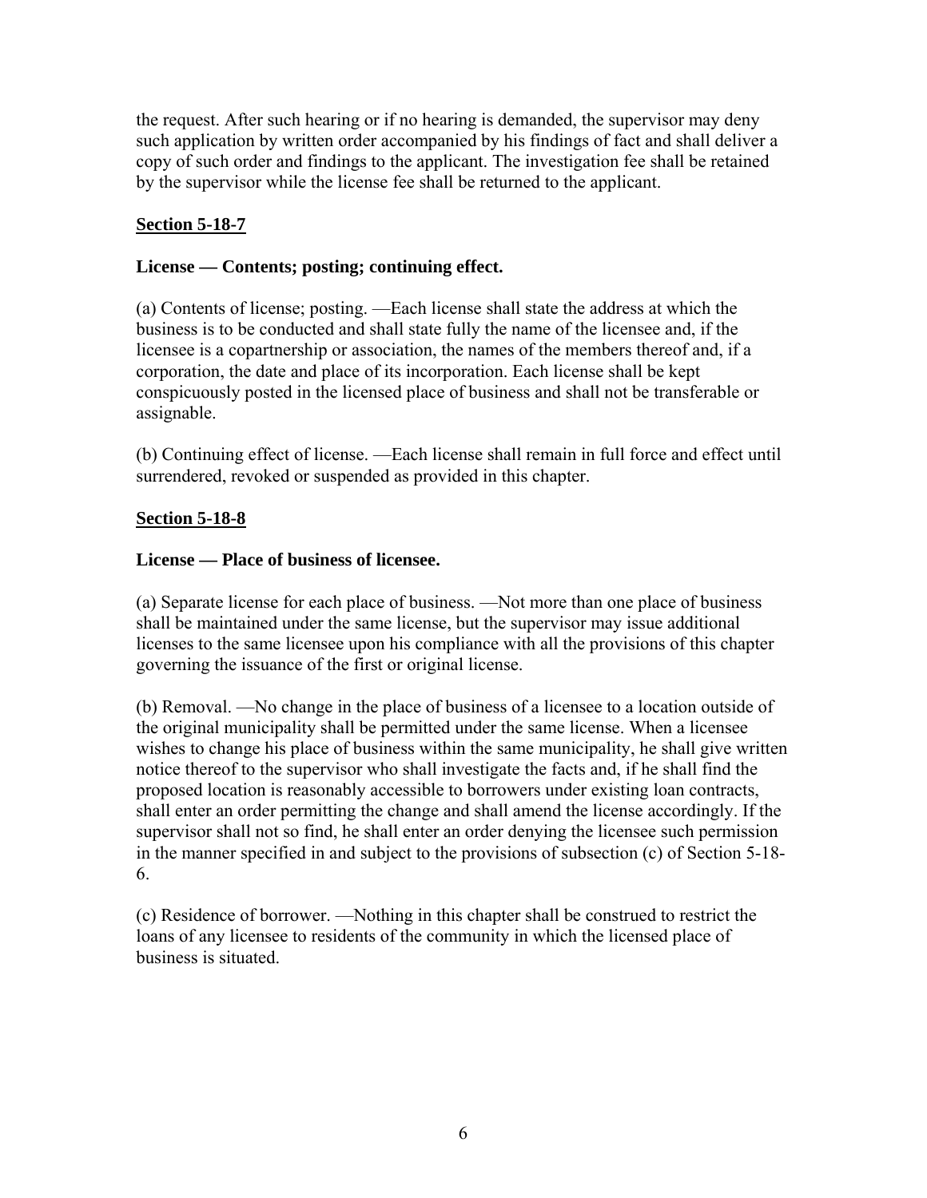the request. After such hearing or if no hearing is demanded, the supervisor may deny such application by written order accompanied by his findings of fact and shall deliver a copy of such order and findings to the applicant. The investigation fee shall be retained by the supervisor while the license fee shall be returned to the applicant.

## Section 5-18-7

### License — Contents; posting; continuing effect.

(a) Contents of license; posting. —Each license shall state the address at which the business is to be conducted and shall state fully the name of the licensee and, if the licensee is a copartnership or association, the names of the members thereof and, if a corporation, the date and place of its incorporation. Each license shall be kept conspicuously posted in the licensed place of business and shall not be transferable or assignable.

(b) Continuing effect of license. —Each license shall remain in full force and effect until surrendered, revoked or suspended as provided in this chapter.

## Section 5-18-8

### License — Place of business of licensee.

(a) Separate license for each place of business. —Not more than one place of business shall be maintained under the same license, but the supervisor may issue additional licenses to the same licensee upon his compliance with all the provisions of this chapter governing the issuance of the first or original license.

(b) Removal. —No change in the place of business of a licensee to a location outside of the original municipality shall be permitted under the same license. When a licensee wishes to change his place of business within the same municipality, he shall give written notice thereof to the supervisor who shall investigate the facts and, if he shall find the proposed location is reasonably accessible to borrowers under existing loan contracts, shall enter an order permitting the change and shall amend the license accordingly. If the supervisor shall not so find, he shall enter an order denying the licensee such permission in the manner specified in and subject to the provisions of subsection (c) of Section 5-18-6.

(c) Residence of borrower. —Nothing in this chapter shall be construed to restrict the loans of any licensee to residents of the community in which the licensed place of business is situated.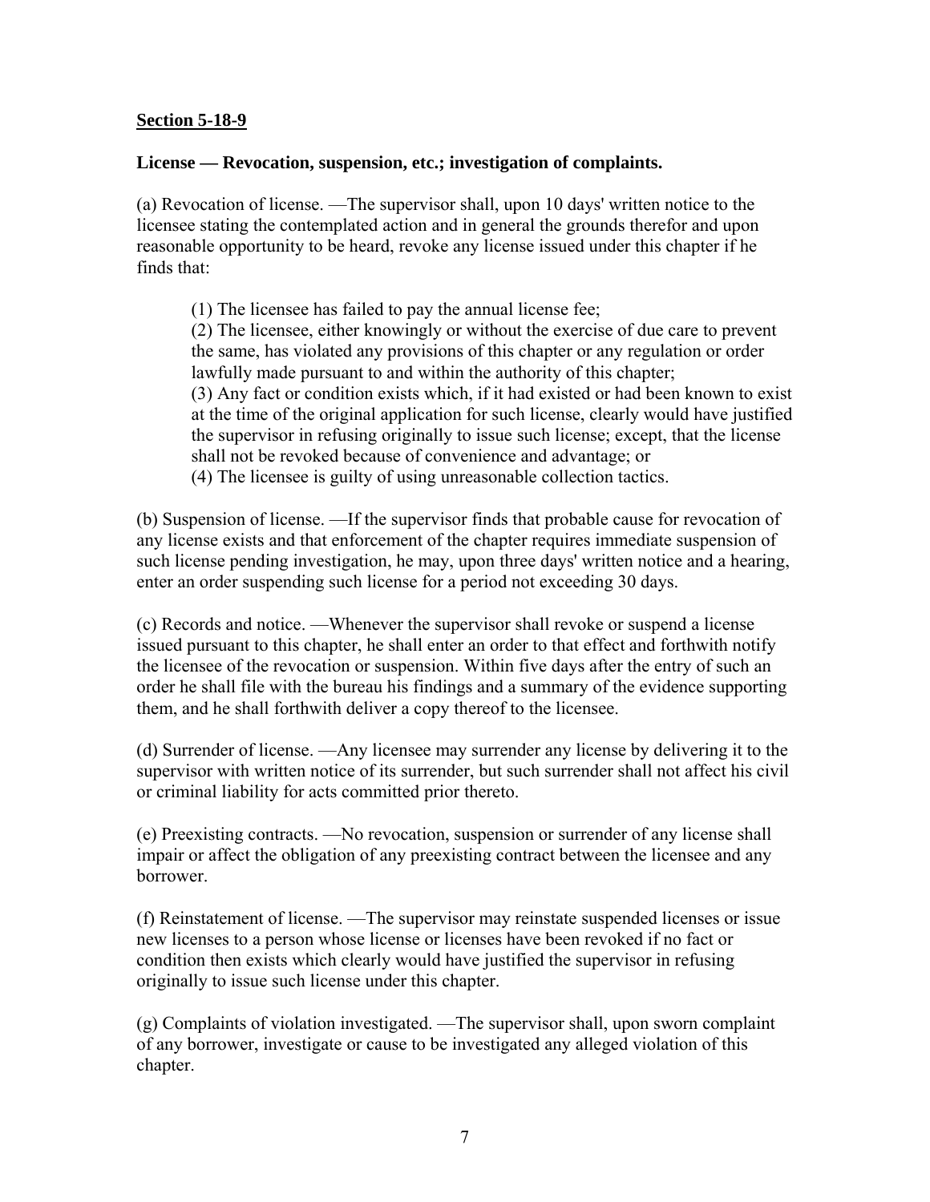**Section 5-18-9**

**License — Revocation, suspension, etc.; investigation of complaints.**

(a) Revocation of license. —The supervisor shall, upon 10 days' written notice to the licensee stating the contemplated action and in general the grounds therefor and upon reasonable opportunity to be heard, revoke any license issued under this chapter if he finds that:

(1) The licensee has failed to pay the annual license fee;
(2) The licensee, either knowingly or without the exercise of due care to prevent the same, has violated any provisions of this chapter or any regulation or order lawfully made pursuant to and within the authority of this chapter;
(3) Any fact or condition exists which, if it had existed or had been known to exist at the time of the original application for such license, clearly would have justified the supervisor in refusing originally to issue such license; except, that the license shall not be revoked because of convenience and advantage; or
(4) The licensee is guilty of using unreasonable collection tactics.

(b) Suspension of license. —If the supervisor finds that probable cause for revocation of any license exists and that enforcement of the chapter requires immediate suspension of such license pending investigation, he may, upon three days' written notice and a hearing, enter an order suspending such license for a period not exceeding 30 days.

(c) Records and notice. —Whenever the supervisor shall revoke or suspend a license issued pursuant to this chapter, he shall enter an order to that effect and forthwith notify the licensee of the revocation or suspension. Within five days after the entry of such an order he shall file with the bureau his findings and a summary of the evidence supporting them, and he shall forthwith deliver a copy thereof to the licensee.

(d) Surrender of license. —Any licensee may surrender any license by delivering it to the supervisor with written notice of its surrender, but such surrender shall not affect his civil or criminal liability for acts committed prior thereto.

(e) Preexisting contracts. —No revocation, suspension or surrender of any license shall impair or affect the obligation of any preexisting contract between the licensee and any borrower.

(f) Reinstatement of license. —The supervisor may reinstate suspended licenses or issue new licenses to a person whose license or licenses have been revoked if no fact or condition then exists which clearly would have justified the supervisor in refusing originally to issue such license under this chapter.

(g) Complaints of violation investigated. —The supervisor shall, upon sworn complaint of any borrower, investigate or cause to be investigated any alleged violation of this chapter.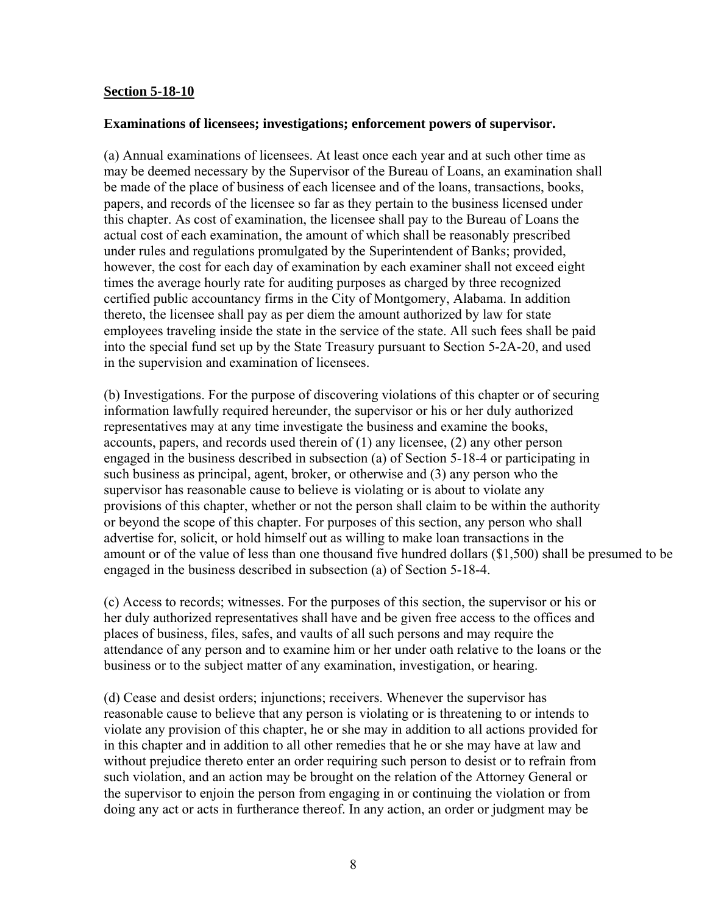**Section 5-18-10**

**Examinations of licensees; investigations; enforcement powers of supervisor.**

(a) Annual examinations of licensees. At least once each year and at such other time as may be deemed necessary by the Supervisor of the Bureau of Loans, an examination shall be made of the place of business of each licensee and of the loans, transactions, books, papers, and records of the licensee so far as they pertain to the business licensed under this chapter. As cost of examination, the licensee shall pay to the Bureau of Loans the actual cost of each examination, the amount of which shall be reasonably prescribed under rules and regulations promulgated by the Superintendent of Banks; provided, however, the cost for each day of examination by each examiner shall not exceed eight times the average hourly rate for auditing purposes as charged by three recognized certified public accountancy firms in the City of Montgomery, Alabama. In addition thereto, the licensee shall pay as per diem the amount authorized by law for state employees traveling inside the state in the service of the state. All such fees shall be paid into the special fund set up by the State Treasury pursuant to Section 5-2A-20, and used in the supervision and examination of licensees.

(b) Investigations. For the purpose of discovering violations of this chapter or of securing information lawfully required hereunder, the supervisor or his or her duly authorized representatives may at any time investigate the business and examine the books, accounts, papers, and records used therein of (1) any licensee, (2) any other person engaged in the business described in subsection (a) of Section 5-18-4 or participating in such business as principal, agent, broker, or otherwise and (3) any person who the supervisor has reasonable cause to believe is violating or is about to violate any provisions of this chapter, whether or not the person shall claim to be within the authority or beyond the scope of this chapter. For purposes of this section, any person who shall advertise for, solicit, or hold himself out as willing to make loan transactions in the amount or of the value of less than one thousand five hundred dollars ($1,500) shall be presumed to be engaged in the business described in subsection (a) of Section 5-18-4.

(c) Access to records; witnesses. For the purposes of this section, the supervisor or his or her duly authorized representatives shall have and be given free access to the offices and places of business, files, safes, and vaults of all such persons and may require the attendance of any person and to examine him or her under oath relative to the loans or the business or to the subject matter of any examination, investigation, or hearing.

(d) Cease and desist orders; injunctions; receivers. Whenever the supervisor has reasonable cause to believe that any person is violating or is threatening to or intends to violate any provision of this chapter, he or she may in addition to all actions provided for in this chapter and in addition to all other remedies that he or she may have at law and without prejudice thereto enter an order requiring such person to desist or to refrain from such violation, and an action may be brought on the relation of the Attorney General or the supervisor to enjoin the person from engaging in or continuing the violation or from doing any act or acts in furtherance thereof. In any action, an order or judgment may be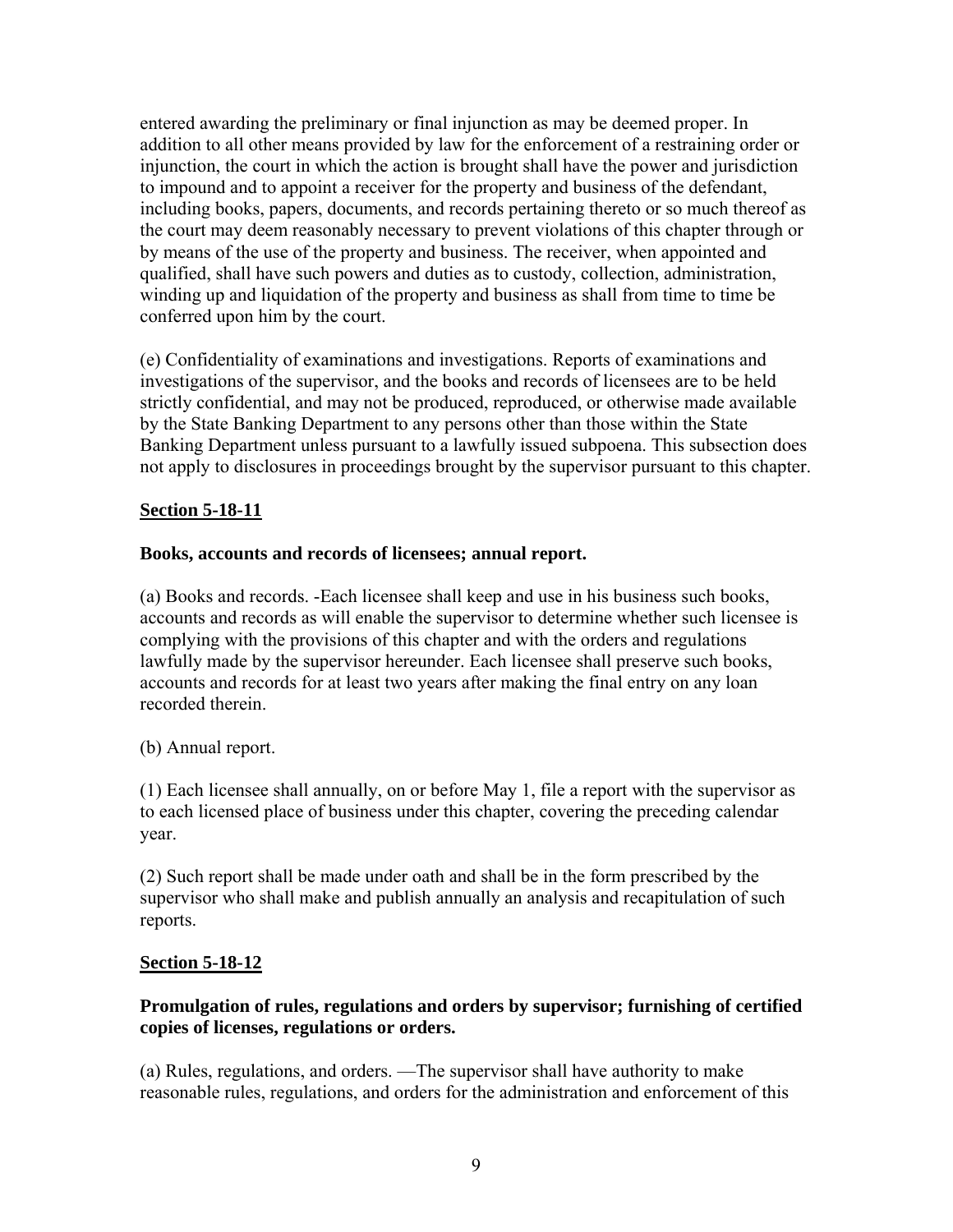entered awarding the preliminary or final injunction as may be deemed proper. In addition to all other means provided by law for the enforcement of a restraining order or injunction, the court in which the action is brought shall have the power and jurisdiction to impound and to appoint a receiver for the property and business of the defendant, including books, papers, documents, and records pertaining thereto or so much thereof as the court may deem reasonably necessary to prevent violations of this chapter through or by means of the use of the property and business. The receiver, when appointed and qualified, shall have such powers and duties as to custody, collection, administration, winding up and liquidation of the property and business as shall from time to time be conferred upon him by the court.

(e) Confidentiality of examinations and investigations. Reports of examinations and investigations of the supervisor, and the books and records of licensees are to be held strictly confidential, and may not be produced, reproduced, or otherwise made available by the State Banking Department to any persons other than those within the State Banking Department unless pursuant to a lawfully issued subpoena. This subsection does not apply to disclosures in proceedings brought by the supervisor pursuant to this chapter.

## Section 5-18-11

### Books, accounts and records of licensees; annual report.

(a) Books and records. -Each licensee shall keep and use in his business such books, accounts and records as will enable the supervisor to determine whether such licensee is complying with the provisions of this chapter and with the orders and regulations lawfully made by the supervisor hereunder. Each licensee shall preserve such books, accounts and records for at least two years after making the final entry on any loan recorded therein.

(b) Annual report.

(1) Each licensee shall annually, on or before May 1, file a report with the supervisor as to each licensed place of business under this chapter, covering the preceding calendar year.

(2) Such report shall be made under oath and shall be in the form prescribed by the supervisor who shall make and publish annually an analysis and recapitulation of such reports.

## Section 5-18-12

### Promulgation of rules, regulations and orders by supervisor; furnishing of certified copies of licenses, regulations or orders.

(a) Rules, regulations, and orders. —The supervisor shall have authority to make reasonable rules, regulations, and orders for the administration and enforcement of this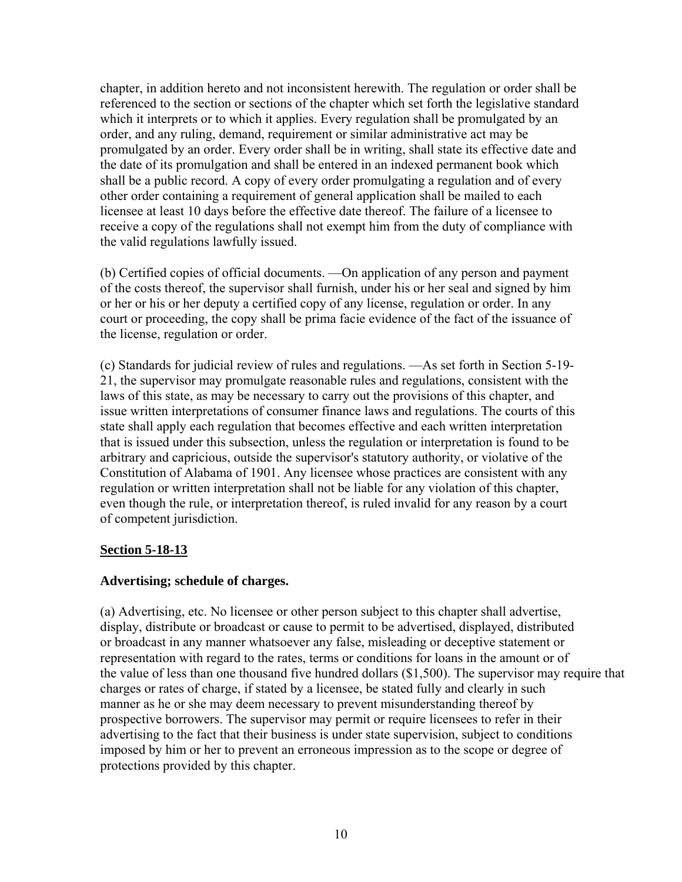chapter, in addition hereto and not inconsistent herewith. The regulation or order shall be referenced to the section or sections of the chapter which set forth the legislative standard which it interprets or to which it applies. Every regulation shall be promulgated by an order, and any ruling, demand, requirement or similar administrative act may be promulgated by an order. Every order shall be in writing, shall state its effective date and the date of its promulgation and shall be entered in an indexed permanent book which shall be a public record. A copy of every order promulgating a regulation and of every other order containing a requirement of general application shall be mailed to each licensee at least 10 days before the effective date thereof. The failure of a licensee to receive a copy of the regulations shall not exempt him from the duty of compliance with the valid regulations lawfully issued.

(b) Certified copies of official documents. —On application of any person and payment of the costs thereof, the supervisor shall furnish, under his or her seal and signed by him or her or his or her deputy a certified copy of any license, regulation or order. In any court or proceeding, the copy shall be prima facie evidence of the fact of the issuance of the license, regulation or order.

(c) Standards for judicial review of rules and regulations. —As set forth in Section 5-19-21, the supervisor may promulgate reasonable rules and regulations, consistent with the laws of this state, as may be necessary to carry out the provisions of this chapter, and issue written interpretations of consumer finance laws and regulations. The courts of this state shall apply each regulation that becomes effective and each written interpretation that is issued under this subsection, unless the regulation or interpretation is found to be arbitrary and capricious, outside the supervisor's statutory authority, or violative of the Constitution of Alabama of 1901. Any licensee whose practices are consistent with any regulation or written interpretation shall not be liable for any violation of this chapter, even though the rule, or interpretation thereof, is ruled invalid for any reason by a court of competent jurisdiction.

**Section 5-18-13**

**Advertising; schedule of charges.**

(a) Advertising, etc. No licensee or other person subject to this chapter shall advertise, display, distribute or broadcast or cause to permit to be advertised, displayed, distributed or broadcast in any manner whatsoever any false, misleading or deceptive statement or representation with regard to the rates, terms or conditions for loans in the amount or of the value of less than one thousand five hundred dollars ($1,500). The supervisor may require that charges or rates of charge, if stated by a licensee, be stated fully and clearly in such manner as he or she may deem necessary to prevent misunderstanding thereof by prospective borrowers. The supervisor may permit or require licensees to refer in their advertising to the fact that their business is under state supervision, subject to conditions imposed by him or her to prevent an erroneous impression as to the scope or degree of protections provided by this chapter.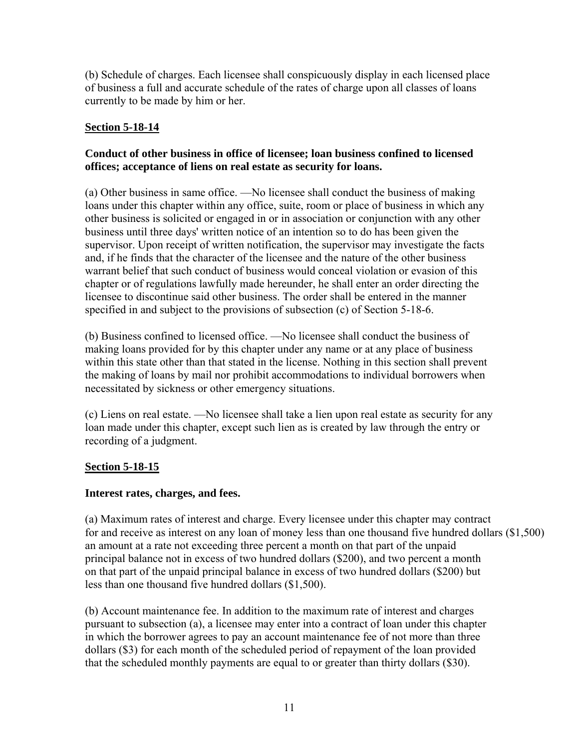(b) Schedule of charges. Each licensee shall conspicuously display in each licensed place of business a full and accurate schedule of the rates of charge upon all classes of loans currently to be made by him or her.

## Section 5-18-14

**Conduct of other business in office of licensee; loan business confined to licensed offices; acceptance of liens on real estate as security for loans.**

(a) Other business in same office. —No licensee shall conduct the business of making loans under this chapter within any office, suite, room or place of business in which any other business is solicited or engaged in or in association or conjunction with any other business until three days' written notice of an intention so to do has been given the supervisor. Upon receipt of written notification, the supervisor may investigate the facts and, if he finds that the character of the licensee and the nature of the other business warrant belief that such conduct of business would conceal violation or evasion of this chapter or of regulations lawfully made hereunder, he shall enter an order directing the licensee to discontinue said other business. The order shall be entered in the manner specified in and subject to the provisions of subsection (c) of Section 5-18-6.

(b) Business confined to licensed office. —No licensee shall conduct the business of making loans provided for by this chapter under any name or at any place of business within this state other than that stated in the license. Nothing in this section shall prevent the making of loans by mail nor prohibit accommodations to individual borrowers when necessitated by sickness or other emergency situations.

(c) Liens on real estate. —No licensee shall take a lien upon real estate as security for any loan made under this chapter, except such lien as is created by law through the entry or recording of a judgment.

## Section 5-18-15

**Interest rates, charges, and fees.**

(a) Maximum rates of interest and charge. Every licensee under this chapter may contract for and receive as interest on any loan of money less than one thousand five hundred dollars ($1,500) an amount at a rate not exceeding three percent a month on that part of the unpaid principal balance not in excess of two hundred dollars ($200), and two percent a month on that part of the unpaid principal balance in excess of two hundred dollars ($200) but less than one thousand five hundred dollars ($1,500).

(b) Account maintenance fee. In addition to the maximum rate of interest and charges pursuant to subsection (a), a licensee may enter into a contract of loan under this chapter in which the borrower agrees to pay an account maintenance fee of not more than three dollars ($3) for each month of the scheduled period of repayment of the loan provided that the scheduled monthly payments are equal to or greater than thirty dollars ($30).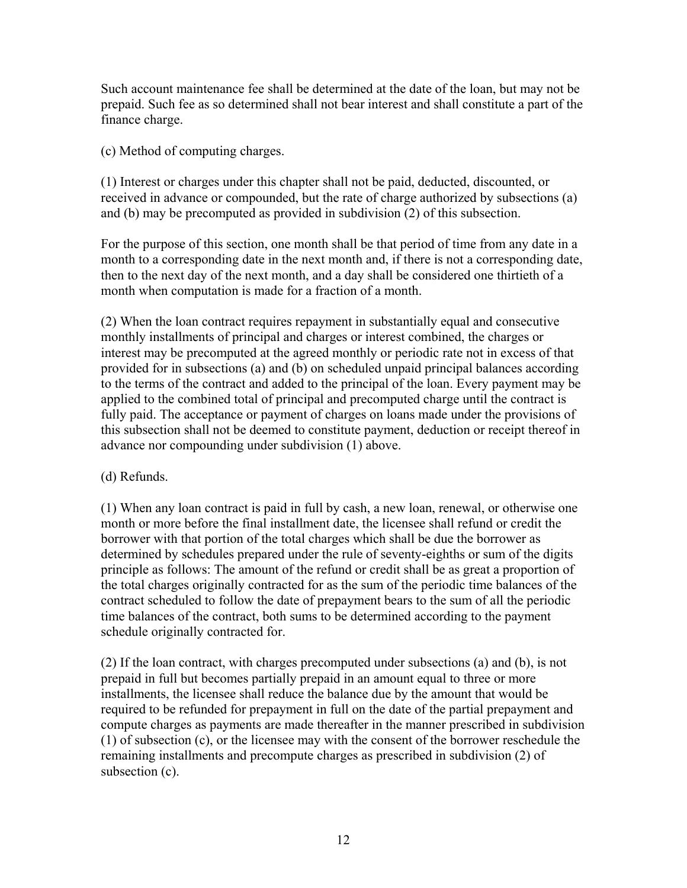Such account maintenance fee shall be determined at the date of the loan, but may not be prepaid. Such fee as so determined shall not bear interest and shall constitute a part of the finance charge.

(c) Method of computing charges.

(1) Interest or charges under this chapter shall not be paid, deducted, discounted, or received in advance or compounded, but the rate of charge authorized by subsections (a) and (b) may be precomputed as provided in subdivision (2) of this subsection.

For the purpose of this section, one month shall be that period of time from any date in a month to a corresponding date in the next month and, if there is not a corresponding date, then to the next day of the next month, and a day shall be considered one thirtieth of a month when computation is made for a fraction of a month.

(2) When the loan contract requires repayment in substantially equal and consecutive monthly installments of principal and charges or interest combined, the charges or interest may be precomputed at the agreed monthly or periodic rate not in excess of that provided for in subsections (a) and (b) on scheduled unpaid principal balances according to the terms of the contract and added to the principal of the loan. Every payment may be applied to the combined total of principal and precomputed charge until the contract is fully paid. The acceptance or payment of charges on loans made under the provisions of this subsection shall not be deemed to constitute payment, deduction or receipt thereof in advance nor compounding under subdivision (1) above.

(d) Refunds.

(1) When any loan contract is paid in full by cash, a new loan, renewal, or otherwise one month or more before the final installment date, the licensee shall refund or credit the borrower with that portion of the total charges which shall be due the borrower as determined by schedules prepared under the rule of seventy-eighths or sum of the digits principle as follows: The amount of the refund or credit shall be as great a proportion of the total charges originally contracted for as the sum of the periodic time balances of the contract scheduled to follow the date of prepayment bears to the sum of all the periodic time balances of the contract, both sums to be determined according to the payment schedule originally contracted for.

(2) If the loan contract, with charges precomputed under subsections (a) and (b), is not prepaid in full but becomes partially prepaid in an amount equal to three or more installments, the licensee shall reduce the balance due by the amount that would be required to be refunded for prepayment in full on the date of the partial prepayment and compute charges as payments are made thereafter in the manner prescribed in subdivision (1) of subsection (c), or the licensee may with the consent of the borrower reschedule the remaining installments and precompute charges as prescribed in subdivision (2) of subsection (c).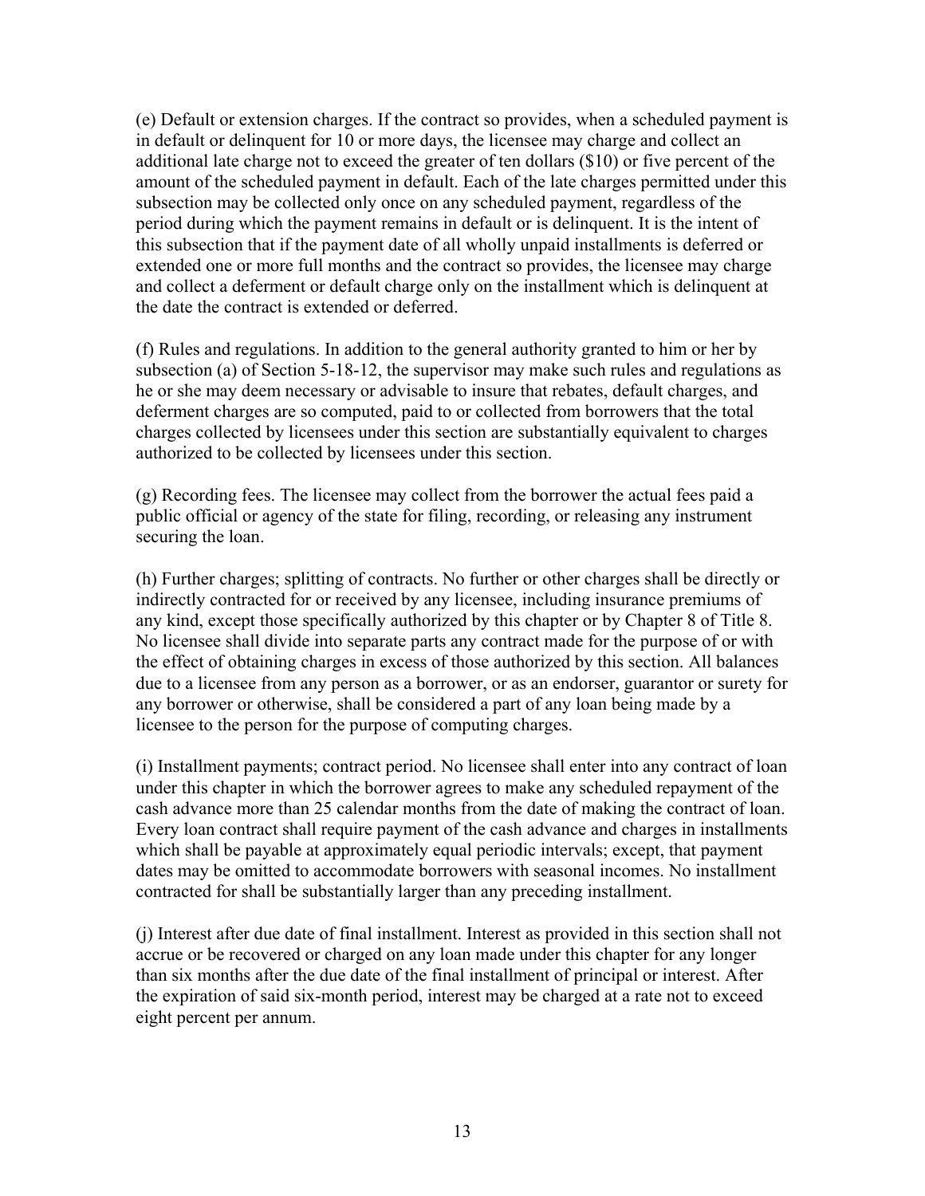(e) Default or extension charges. If the contract so provides, when a scheduled payment is in default or delinquent for 10 or more days, the licensee may charge and collect an additional late charge not to exceed the greater of ten dollars ($10) or five percent of the amount of the scheduled payment in default. Each of the late charges permitted under this subsection may be collected only once on any scheduled payment, regardless of the period during which the payment remains in default or is delinquent. It is the intent of this subsection that if the payment date of all wholly unpaid installments is deferred or extended one or more full months and the contract so provides, the licensee may charge and collect a deferment or default charge only on the installment which is delinquent at the date the contract is extended or deferred.

(f) Rules and regulations. In addition to the general authority granted to him or her by subsection (a) of Section 5-18-12, the supervisor may make such rules and regulations as he or she may deem necessary or advisable to insure that rebates, default charges, and deferment charges are so computed, paid to or collected from borrowers that the total charges collected by licensees under this section are substantially equivalent to charges authorized to be collected by licensees under this section.

(g) Recording fees. The licensee may collect from the borrower the actual fees paid a public official or agency of the state for filing, recording, or releasing any instrument securing the loan.

(h) Further charges; splitting of contracts. No further or other charges shall be directly or indirectly contracted for or received by any licensee, including insurance premiums of any kind, except those specifically authorized by this chapter or by Chapter 8 of Title 8. No licensee shall divide into separate parts any contract made for the purpose of or with the effect of obtaining charges in excess of those authorized by this section. All balances due to a licensee from any person as a borrower, or as an endorser, guarantor or surety for any borrower or otherwise, shall be considered a part of any loan being made by a licensee to the person for the purpose of computing charges.

(i) Installment payments; contract period. No licensee shall enter into any contract of loan under this chapter in which the borrower agrees to make any scheduled repayment of the cash advance more than 25 calendar months from the date of making the contract of loan. Every loan contract shall require payment of the cash advance and charges in installments which shall be payable at approximately equal periodic intervals; except, that payment dates may be omitted to accommodate borrowers with seasonal incomes. No installment contracted for shall be substantially larger than any preceding installment.

(j) Interest after due date of final installment. Interest as provided in this section shall not accrue or be recovered or charged on any loan made under this chapter for any longer than six months after the due date of the final installment of principal or interest. After the expiration of said six-month period, interest may be charged at a rate not to exceed eight percent per annum.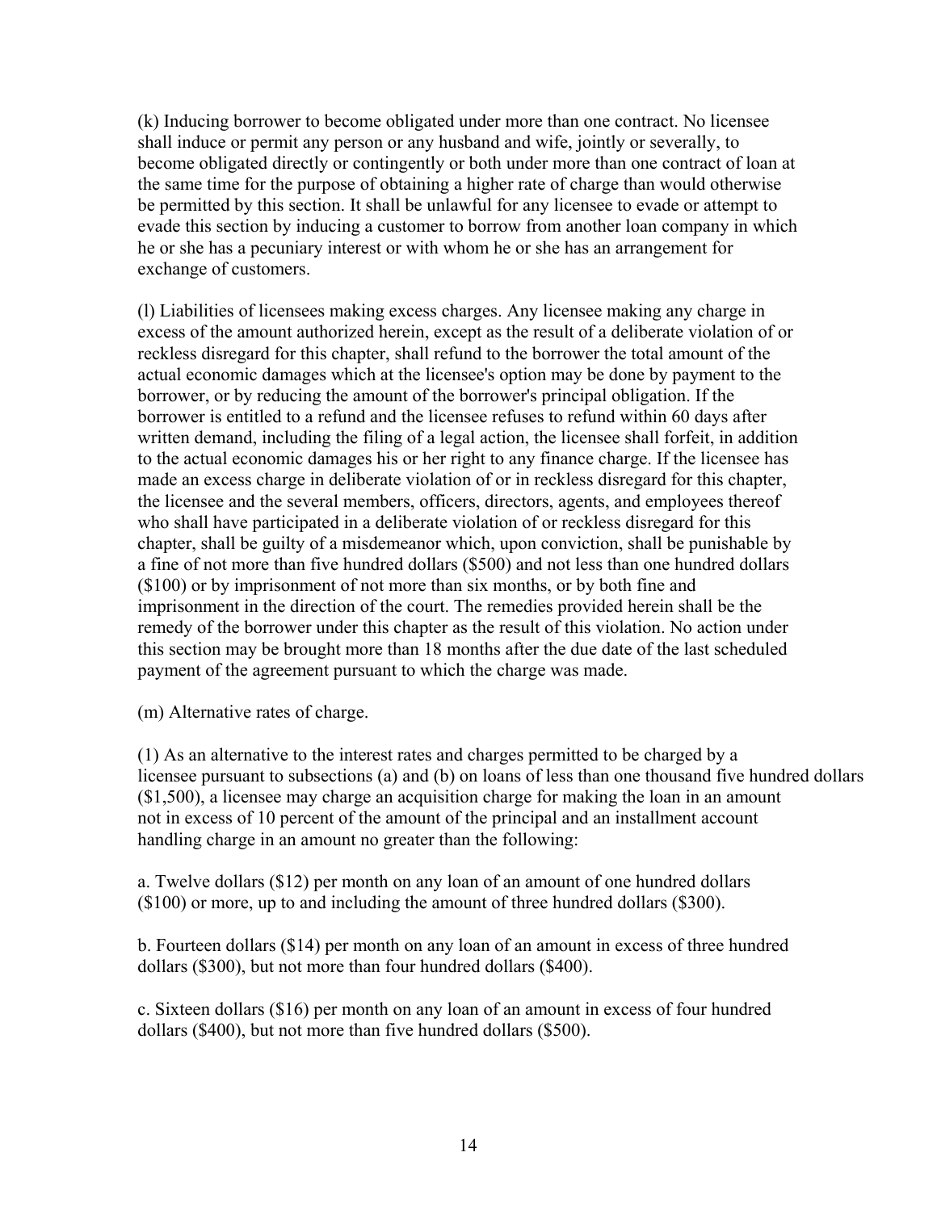(k) Inducing borrower to become obligated under more than one contract. No licensee shall induce or permit any person or any husband and wife, jointly or severally, to become obligated directly or contingently or both under more than one contract of loan at the same time for the purpose of obtaining a higher rate of charge than would otherwise be permitted by this section. It shall be unlawful for any licensee to evade or attempt to evade this section by inducing a customer to borrow from another loan company in which he or she has a pecuniary interest or with whom he or she has an arrangement for exchange of customers.

(l) Liabilities of licensees making excess charges. Any licensee making any charge in excess of the amount authorized herein, except as the result of a deliberate violation of or reckless disregard for this chapter, shall refund to the borrower the total amount of the actual economic damages which at the licensee's option may be done by payment to the borrower, or by reducing the amount of the borrower's principal obligation. If the borrower is entitled to a refund and the licensee refuses to refund within 60 days after written demand, including the filing of a legal action, the licensee shall forfeit, in addition to the actual economic damages his or her right to any finance charge. If the licensee has made an excess charge in deliberate violation of or in reckless disregard for this chapter, the licensee and the several members, officers, directors, agents, and employees thereof who shall have participated in a deliberate violation of or reckless disregard for this chapter, shall be guilty of a misdemeanor which, upon conviction, shall be punishable by a fine of not more than five hundred dollars ($500) and not less than one hundred dollars ($100) or by imprisonment of not more than six months, or by both fine and imprisonment in the direction of the court. The remedies provided herein shall be the remedy of the borrower under this chapter as the result of this violation. No action under this section may be brought more than 18 months after the due date of the last scheduled payment of the agreement pursuant to which the charge was made.

(m) Alternative rates of charge.

(1) As an alternative to the interest rates and charges permitted to be charged by a licensee pursuant to subsections (a) and (b) on loans of less than one thousand five hundred dollars ($1,500), a licensee may charge an acquisition charge for making the loan in an amount not in excess of 10 percent of the amount of the principal and an installment account handling charge in an amount no greater than the following:

a. Twelve dollars ($12) per month on any loan of an amount of one hundred dollars ($100) or more, up to and including the amount of three hundred dollars ($300).

b. Fourteen dollars ($14) per month on any loan of an amount in excess of three hundred dollars ($300), but not more than four hundred dollars ($400).

c. Sixteen dollars ($16) per month on any loan of an amount in excess of four hundred dollars ($400), but not more than five hundred dollars ($500).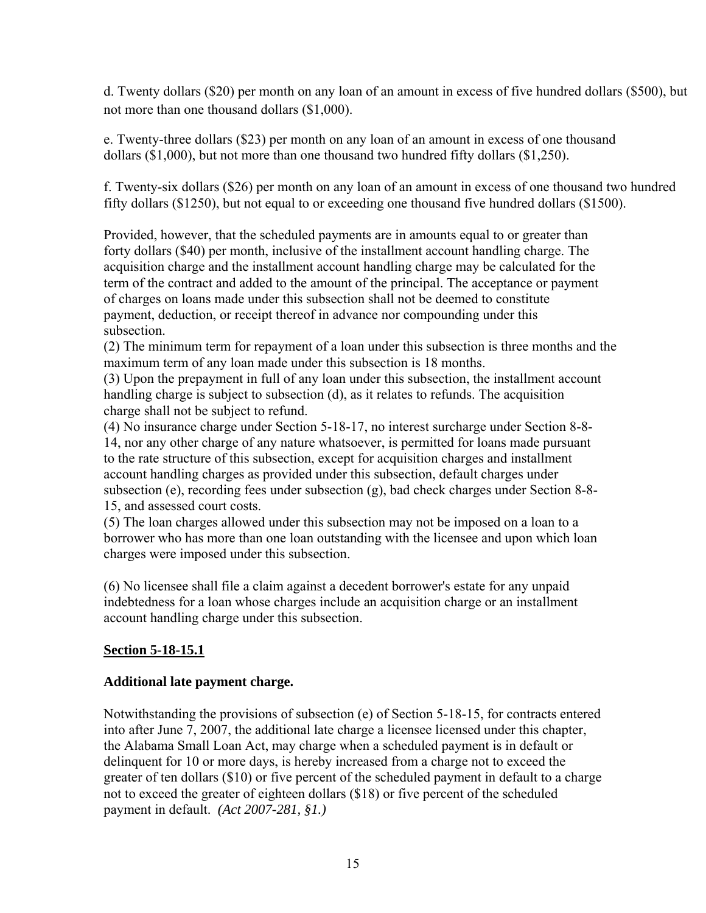d. Twenty dollars ($20) per month on any loan of an amount in excess of five hundred dollars ($500), but not more than one thousand dollars ($1,000).

e. Twenty-three dollars ($23) per month on any loan of an amount in excess of one thousand dollars ($1,000), but not more than one thousand two hundred fifty dollars ($1,250).

f. Twenty-six dollars ($26) per month on any loan of an amount in excess of one thousand two hundred fifty dollars ($1250), but not equal to or exceeding one thousand five hundred dollars ($1500).

Provided, however, that the scheduled payments are in amounts equal to or greater than forty dollars ($40) per month, inclusive of the installment account handling charge. The acquisition charge and the installment account handling charge may be calculated for the term of the contract and added to the amount of the principal. The acceptance or payment of charges on loans made under this subsection shall not be deemed to constitute payment, deduction, or receipt thereof in advance nor compounding under this subsection.

(2) The minimum term for repayment of a loan under this subsection is three months and the maximum term of any loan made under this subsection is 18 months.

(3) Upon the prepayment in full of any loan under this subsection, the installment account handling charge is subject to subsection (d), as it relates to refunds. The acquisition charge shall not be subject to refund.

(4) No insurance charge under Section 5-18-17, no interest surcharge under Section 8-8-14, nor any other charge of any nature whatsoever, is permitted for loans made pursuant to the rate structure of this subsection, except for acquisition charges and installment account handling charges as provided under this subsection, default charges under subsection (e), recording fees under subsection (g), bad check charges under Section 8-8-15, and assessed court costs.

(5) The loan charges allowed under this subsection may not be imposed on a loan to a borrower who has more than one loan outstanding with the licensee and upon which loan charges were imposed under this subsection.

(6) No licensee shall file a claim against a decedent borrower's estate for any unpaid indebtedness for a loan whose charges include an acquisition charge or an installment account handling charge under this subsection.

**Section 5-18-15.1**

**Additional late payment charge.**

Notwithstanding the provisions of subsection (e) of Section 5-18-15, for contracts entered into after June 7, 2007, the additional late charge a licensee licensed under this chapter, the Alabama Small Loan Act, may charge when a scheduled payment is in default or delinquent for 10 or more days, is hereby increased from a charge not to exceed the greater of ten dollars ($10) or five percent of the scheduled payment in default to a charge not to exceed the greater of eighteen dollars ($18) or five percent of the scheduled payment in default. *(Act 2007-281, §1.)*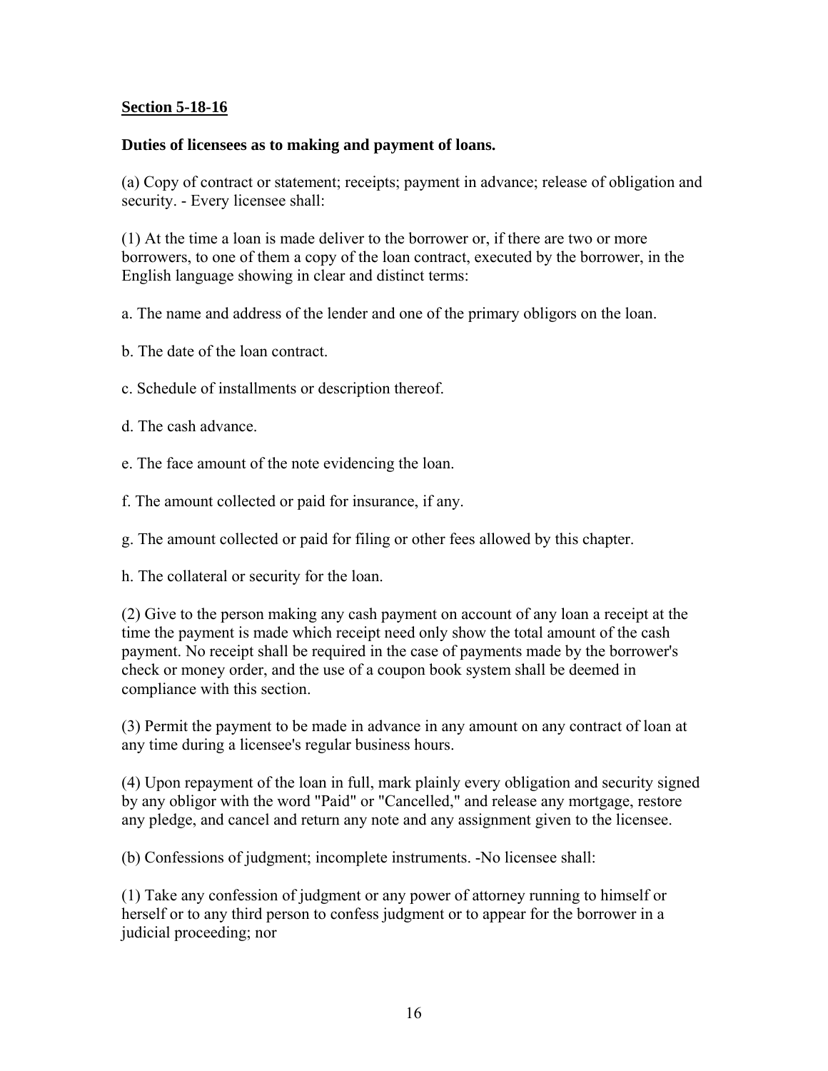**Section 5-18-16**

**Duties of licensees as to making and payment of loans.**

(a) Copy of contract or statement; receipts; payment in advance; release of obligation and security. - Every licensee shall:

(1) At the time a loan is made deliver to the borrower or, if there are two or more borrowers, to one of them a copy of the loan contract, executed by the borrower, in the English language showing in clear and distinct terms:

a. The name and address of the lender and one of the primary obligors on the loan.

b. The date of the loan contract.

c. Schedule of installments or description thereof.

d. The cash advance.

e. The face amount of the note evidencing the loan.

f. The amount collected or paid for insurance, if any.

g. The amount collected or paid for filing or other fees allowed by this chapter.

h. The collateral or security for the loan.

(2) Give to the person making any cash payment on account of any loan a receipt at the time the payment is made which receipt need only show the total amount of the cash payment. No receipt shall be required in the case of payments made by the borrower's check or money order, and the use of a coupon book system shall be deemed in compliance with this section.

(3) Permit the payment to be made in advance in any amount on any contract of loan at any time during a licensee's regular business hours.

(4) Upon repayment of the loan in full, mark plainly every obligation and security signed by any obligor with the word "Paid" or "Cancelled," and release any mortgage, restore any pledge, and cancel and return any note and any assignment given to the licensee.

(b) Confessions of judgment; incomplete instruments. -No licensee shall:

(1) Take any confession of judgment or any power of attorney running to himself or herself or to any third person to confess judgment or to appear for the borrower in a judicial proceeding; nor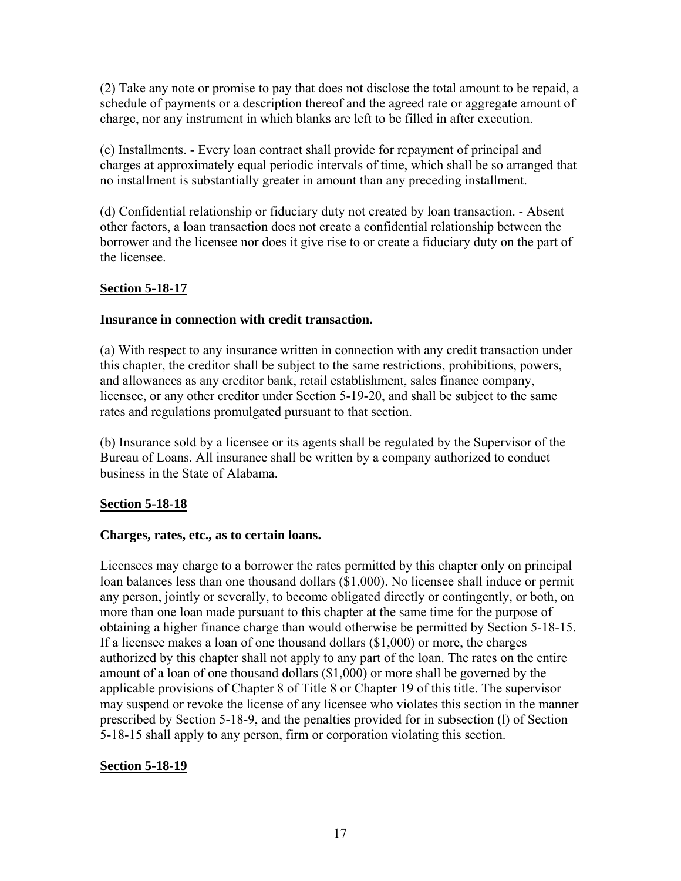(2) Take any note or promise to pay that does not disclose the total amount to be repaid, a schedule of payments or a description thereof and the agreed rate or aggregate amount of charge, nor any instrument in which blanks are left to be filled in after execution.

(c) Installments. - Every loan contract shall provide for repayment of principal and charges at approximately equal periodic intervals of time, which shall be so arranged that no installment is substantially greater in amount than any preceding installment.

(d) Confidential relationship or fiduciary duty not created by loan transaction. - Absent other factors, a loan transaction does not create a confidential relationship between the borrower and the licensee nor does it give rise to or create a fiduciary duty on the part of the licensee.

## Section 5-18-17

### Insurance in connection with credit transaction.

(a) With respect to any insurance written in connection with any credit transaction under this chapter, the creditor shall be subject to the same restrictions, prohibitions, powers, and allowances as any creditor bank, retail establishment, sales finance company, licensee, or any other creditor under Section 5-19-20, and shall be subject to the same rates and regulations promulgated pursuant to that section.

(b) Insurance sold by a licensee or its agents shall be regulated by the Supervisor of the Bureau of Loans. All insurance shall be written by a company authorized to conduct business in the State of Alabama.

## Section 5-18-18

### Charges, rates, etc., as to certain loans.

Licensees may charge to a borrower the rates permitted by this chapter only on principal loan balances less than one thousand dollars ($1,000). No licensee shall induce or permit any person, jointly or severally, to become obligated directly or contingently, or both, on more than one loan made pursuant to this chapter at the same time for the purpose of obtaining a higher finance charge than would otherwise be permitted by Section 5-18-15. If a licensee makes a loan of one thousand dollars ($1,000) or more, the charges authorized by this chapter shall not apply to any part of the loan. The rates on the entire amount of a loan of one thousand dollars ($1,000) or more shall be governed by the applicable provisions of Chapter 8 of Title 8 or Chapter 19 of this title. The supervisor may suspend or revoke the license of any licensee who violates this section in the manner prescribed by Section 5-18-9, and the penalties provided for in subsection (l) of Section 5-18-15 shall apply to any person, firm or corporation violating this section.

## Section 5-18-19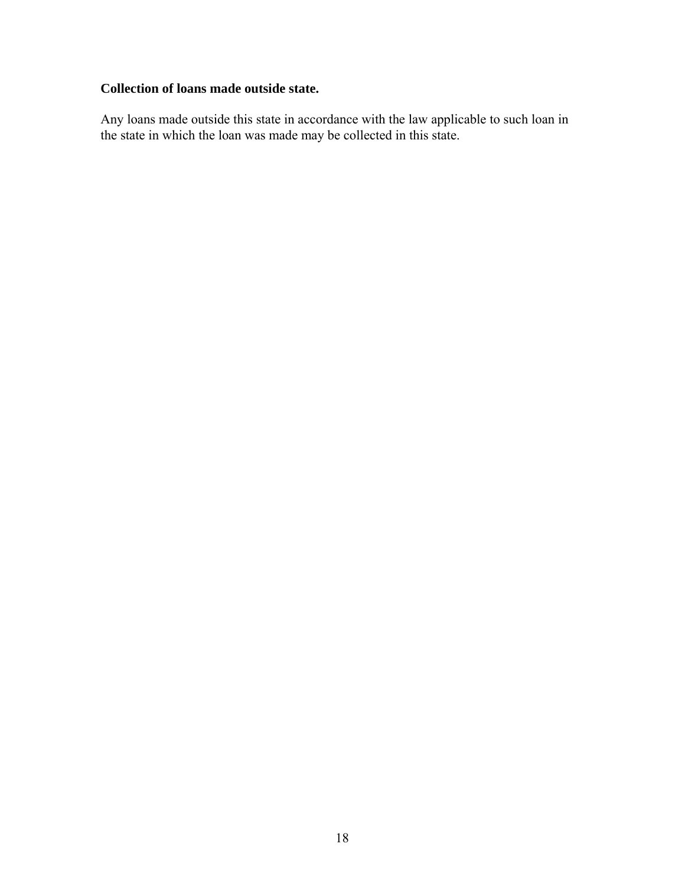**Collection of loans made outside state.**

Any loans made outside this state in accordance with the law applicable to such loan in the state in which the loan was made may be collected in this state.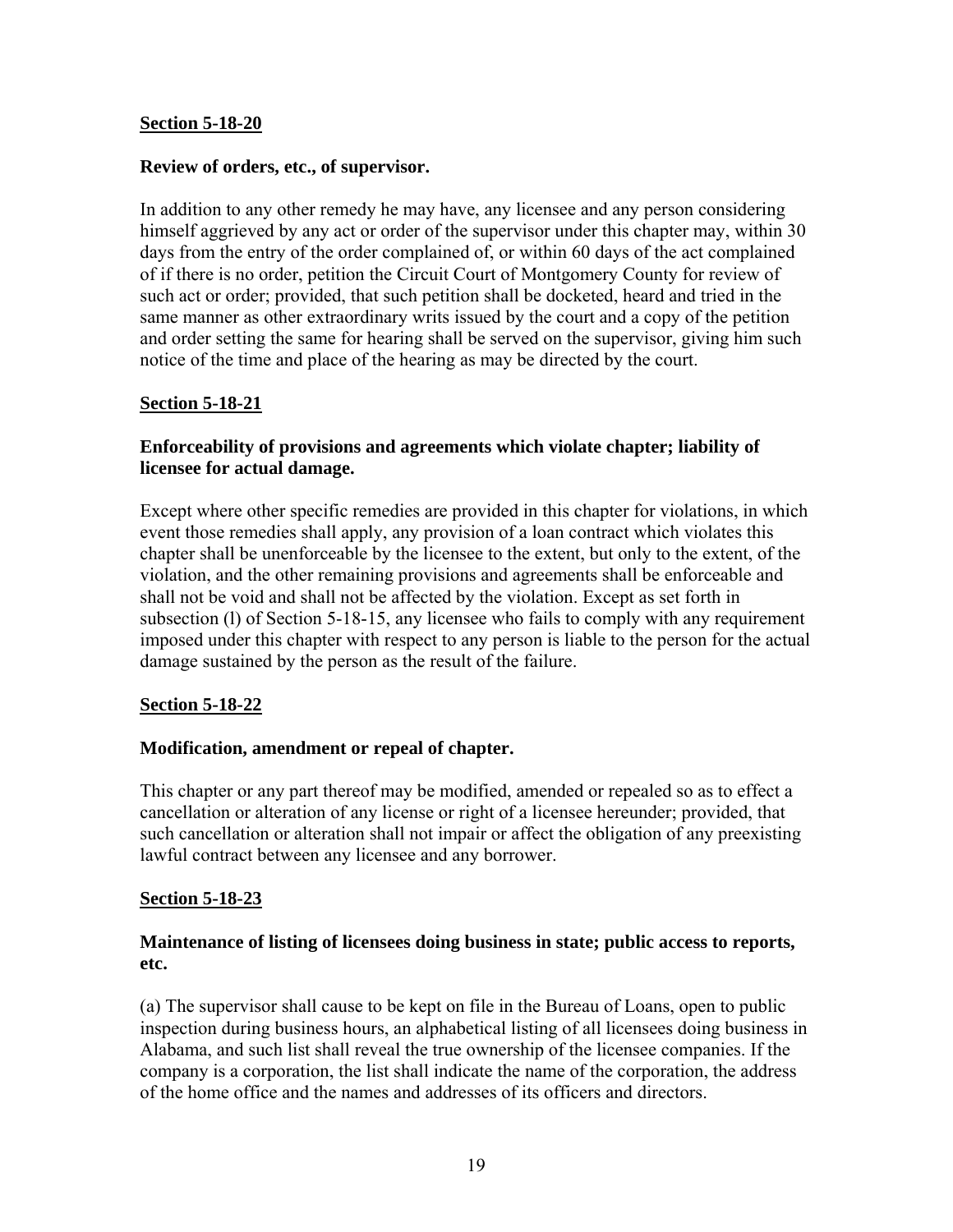## Section 5-18-20

### Review of orders, etc., of supervisor.

In addition to any other remedy he may have, any licensee and any person considering himself aggrieved by any act or order of the supervisor under this chapter may, within 30 days from the entry of the order complained of, or within 60 days of the act complained of if there is no order, petition the Circuit Court of Montgomery County for review of such act or order; provided, that such petition shall be docketed, heard and tried in the same manner as other extraordinary writs issued by the court and a copy of the petition and order setting the same for hearing shall be served on the supervisor, giving him such notice of the time and place of the hearing as may be directed by the court.

## Section 5-18-21

### Enforceability of provisions and agreements which violate chapter; liability of licensee for actual damage.

Except where other specific remedies are provided in this chapter for violations, in which event those remedies shall apply, any provision of a loan contract which violates this chapter shall be unenforceable by the licensee to the extent, but only to the extent, of the violation, and the other remaining provisions and agreements shall be enforceable and shall not be void and shall not be affected by the violation. Except as set forth in subsection (l) of Section 5-18-15, any licensee who fails to comply with any requirement imposed under this chapter with respect to any person is liable to the person for the actual damage sustained by the person as the result of the failure.

## Section 5-18-22

### Modification, amendment or repeal of chapter.

This chapter or any part thereof may be modified, amended or repealed so as to effect a cancellation or alteration of any license or right of a licensee hereunder; provided, that such cancellation or alteration shall not impair or affect the obligation of any preexisting lawful contract between any licensee and any borrower.

## Section 5-18-23

### Maintenance of listing of licensees doing business in state; public access to reports, etc.

(a) The supervisor shall cause to be kept on file in the Bureau of Loans, open to public inspection during business hours, an alphabetical listing of all licensees doing business in Alabama, and such list shall reveal the true ownership of the licensee companies. If the company is a corporation, the list shall indicate the name of the corporation, the address of the home office and the names and addresses of its officers and directors.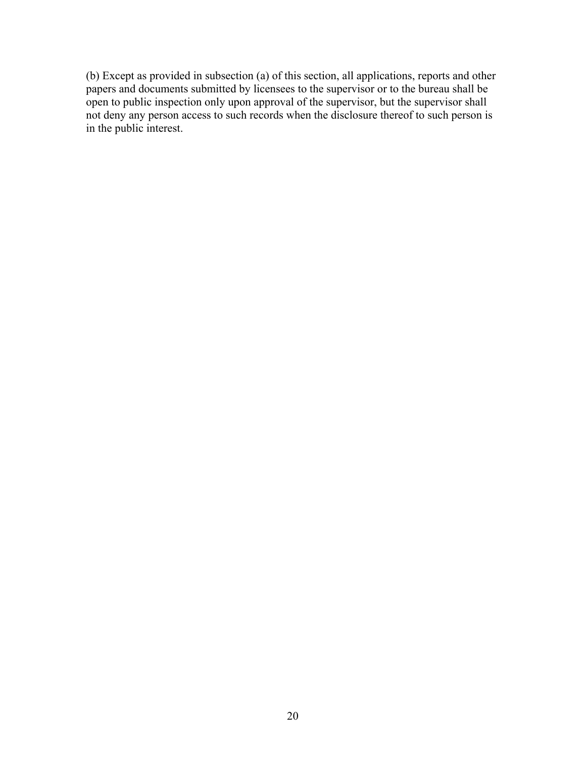(b) Except as provided in subsection (a) of this section, all applications, reports and other papers and documents submitted by licensees to the supervisor or to the bureau shall be open to public inspection only upon approval of the supervisor, but the supervisor shall not deny any person access to such records when the disclosure thereof to such person is in the public interest.